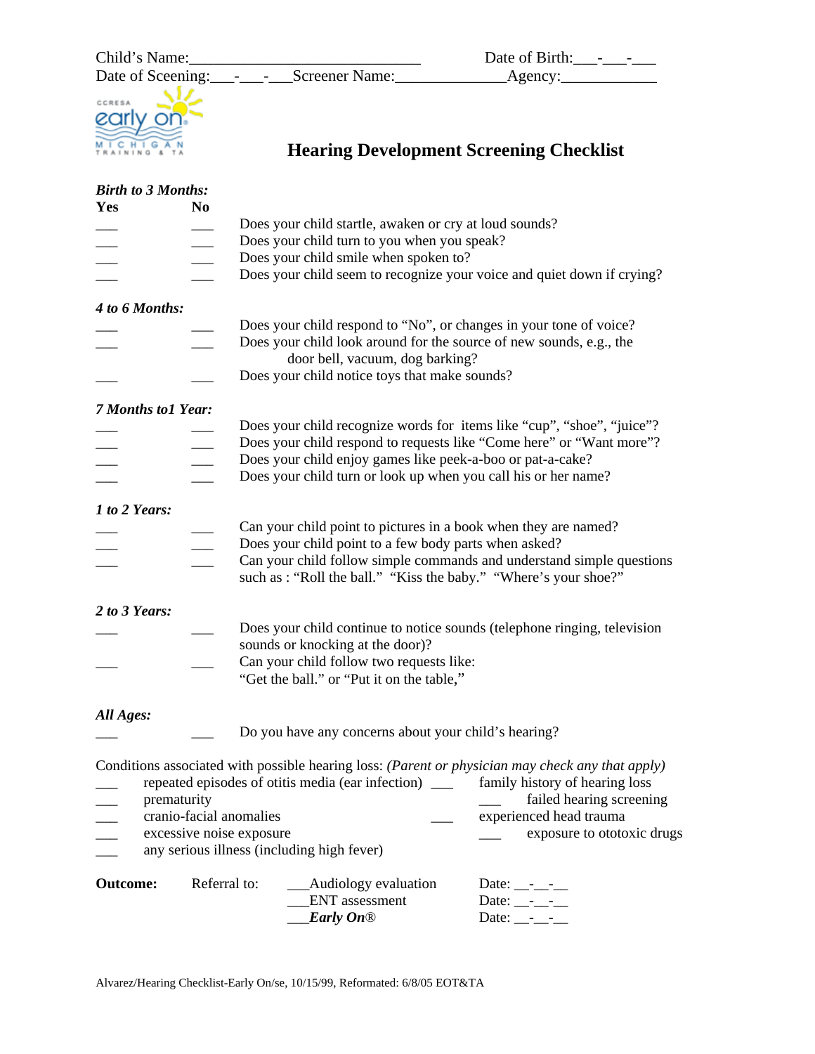Child's Name:_____________________________ Date of Birth:___-___-___
Date of Sceening:___-___-___Screener Name:______________Agency:____________

# Hearing Development Screening Checklist

***Birth to 3 Months:***

| Yes | No | |
|---|---|---|
| ___ | ___ | Does your child startle, awaken or cry at loud sounds? |
| ___ | ___ | Does your child turn to you when you speak? |
| ___ | ___ | Does your child smile when spoken to? |
| ___ | ___ | Does your child seem to recognize your voice and quiet down if crying? |

***4 to 6 Months:***

| Yes | No | |
|---|---|---|
| ___ | ___ | Does your child respond to "No", or changes in your tone of voice? |
| ___ | ___ | Does your child look around for the source of new sounds, e.g., the door bell, vacuum, dog barking? |
| ___ | ___ | Does your child notice toys that make sounds? |

***7 Months to1 Year:***

| Yes | No | |
|---|---|---|
| ___ | ___ | Does your child recognize words for items like "cup", "shoe", "juice"? |
| ___ | ___ | Does your child respond to requests like "Come here" or "Want more"? |
| ___ | ___ | Does your child enjoy games like peek-a-boo or pat-a-cake? |
| ___ | ___ | Does your child turn or look up when you call his or her name? |

***1 to 2 Years:***

| Yes | No | |
|---|---|---|
| ___ | ___ | Can your child point to pictures in a book when they are named? |
| ___ | ___ | Does your child point to a few body parts when asked? |
| ___ | ___ | Can your child follow simple commands and understand simple questions such as : "Roll the ball." "Kiss the baby." "Where's your shoe?" |

***2 to 3 Years:***

| Yes | No | |
|---|---|---|
| ___ | ___ | Does your child continue to notice sounds (telephone ringing, television sounds or knocking at the door)? |
| ___ | ___ | Can your child follow two requests like: "Get the ball." or "Put it on the table," |

***All Ages:***

| Yes | No | |
|---|---|---|
| ___ | ___ | Do you have any concerns about your child's hearing? |

Conditions associated with possible hearing loss: *(Parent or physician may check any that apply)*

___ repeated episodes of otitis media (ear infection)
___ prematurity
___ cranio-facial anomalies
___ excessive noise exposure
___ any serious illness (including high fever)
___ family history of hearing loss
___ failed hearing screening
___ experienced head trauma
___ exposure to ototoxic drugs

**Outcome:** Referral to:

___Audiology evaluation Date: __-__-__
___ENT assessment Date: __-__-__
___***Early On***® Date: __-__-__

Alvarez/Hearing Checklist-Early On/se, 10/15/99, Reformatted: 6/8/05 EOT&TA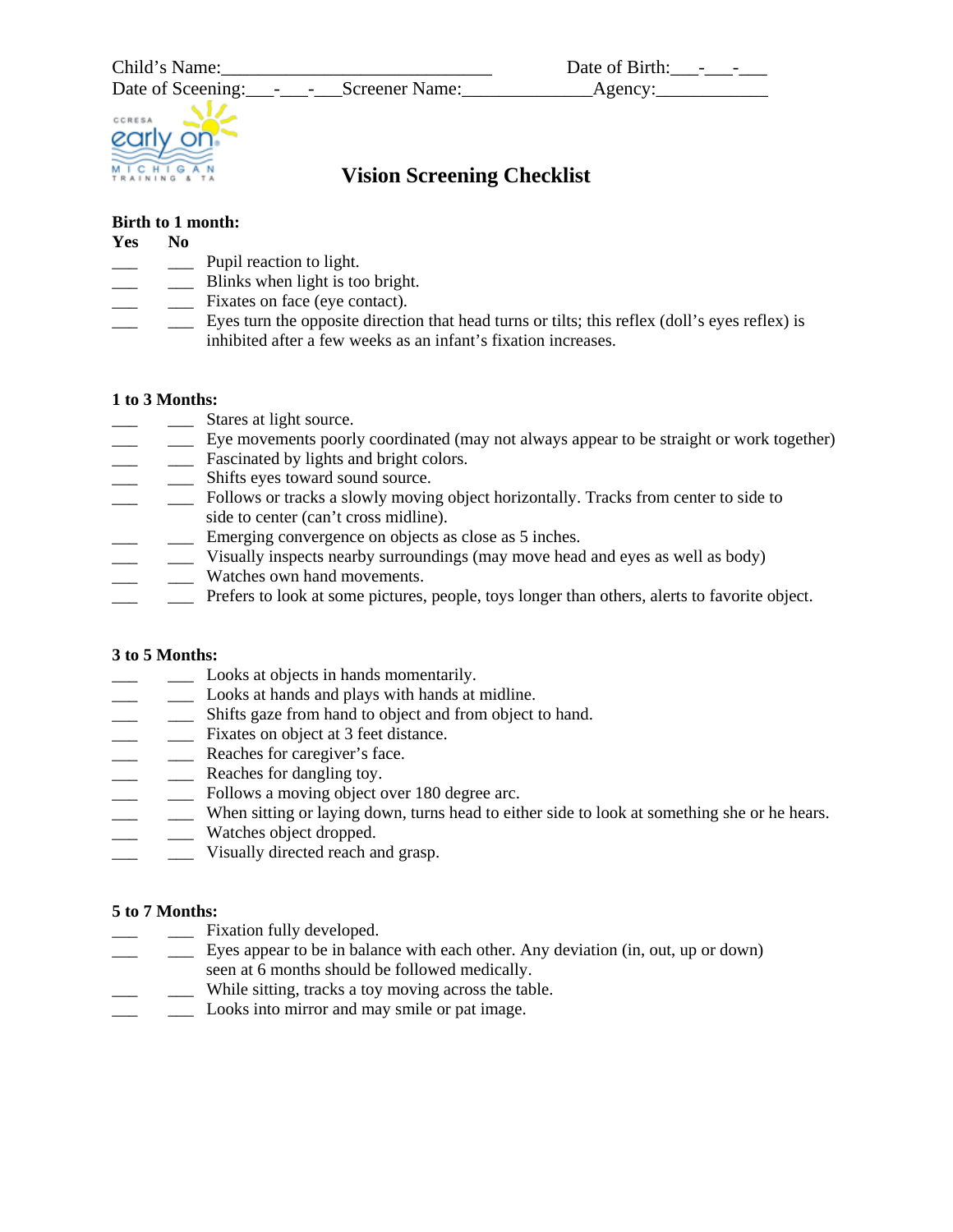Child's Name:_____________________________ Date of Birth:___-___-___
Date of Sceening:___-___-___Screener Name:______________Agency:____________

# Vision Screening Checklist

**Birth to 1 month:**

**Yes No**

___ ___ Pupil reaction to light.
___ ___ Blinks when light is too bright.
___ ___ Fixates on face (eye contact).
___ ___ Eyes turn the opposite direction that head turns or tilts; this reflex (doll's eyes reflex) is inhibited after a few weeks as an infant's fixation increases.

**1 to 3 Months:**

___ ___ Stares at light source.
___ ___ Eye movements poorly coordinated (may not always appear to be straight or work together)
___ ___ Fascinated by lights and bright colors.
___ ___ Shifts eyes toward sound source.
___ ___ Follows or tracks a slowly moving object horizontally. Tracks from center to side to side to center (can't cross midline).
___ ___ Emerging convergence on objects as close as 5 inches.
___ ___ Visually inspects nearby surroundings (may move head and eyes as well as body)
___ ___ Watches own hand movements.
___ ___ Prefers to look at some pictures, people, toys longer than others, alerts to favorite object.

**3 to 5 Months:**

___ ___ Looks at objects in hands momentarily.
___ ___ Looks at hands and plays with hands at midline.
___ ___ Shifts gaze from hand to object and from object to hand.
___ ___ Fixates on object at 3 feet distance.
___ ___ Reaches for caregiver's face.
___ ___ Reaches for dangling toy.
___ ___ Follows a moving object over 180 degree arc.
___ ___ When sitting or laying down, turns head to either side to look at something she or he hears.
___ ___ Watches object dropped.
___ ___ Visually directed reach and grasp.

**5 to 7 Months:**

___ ___ Fixation fully developed.
___ ___ Eyes appear to be in balance with each other. Any deviation (in, out, up or down) seen at 6 months should be followed medically.
___ ___ While sitting, tracks a toy moving across the table.
___ ___ Looks into mirror and may smile or pat image.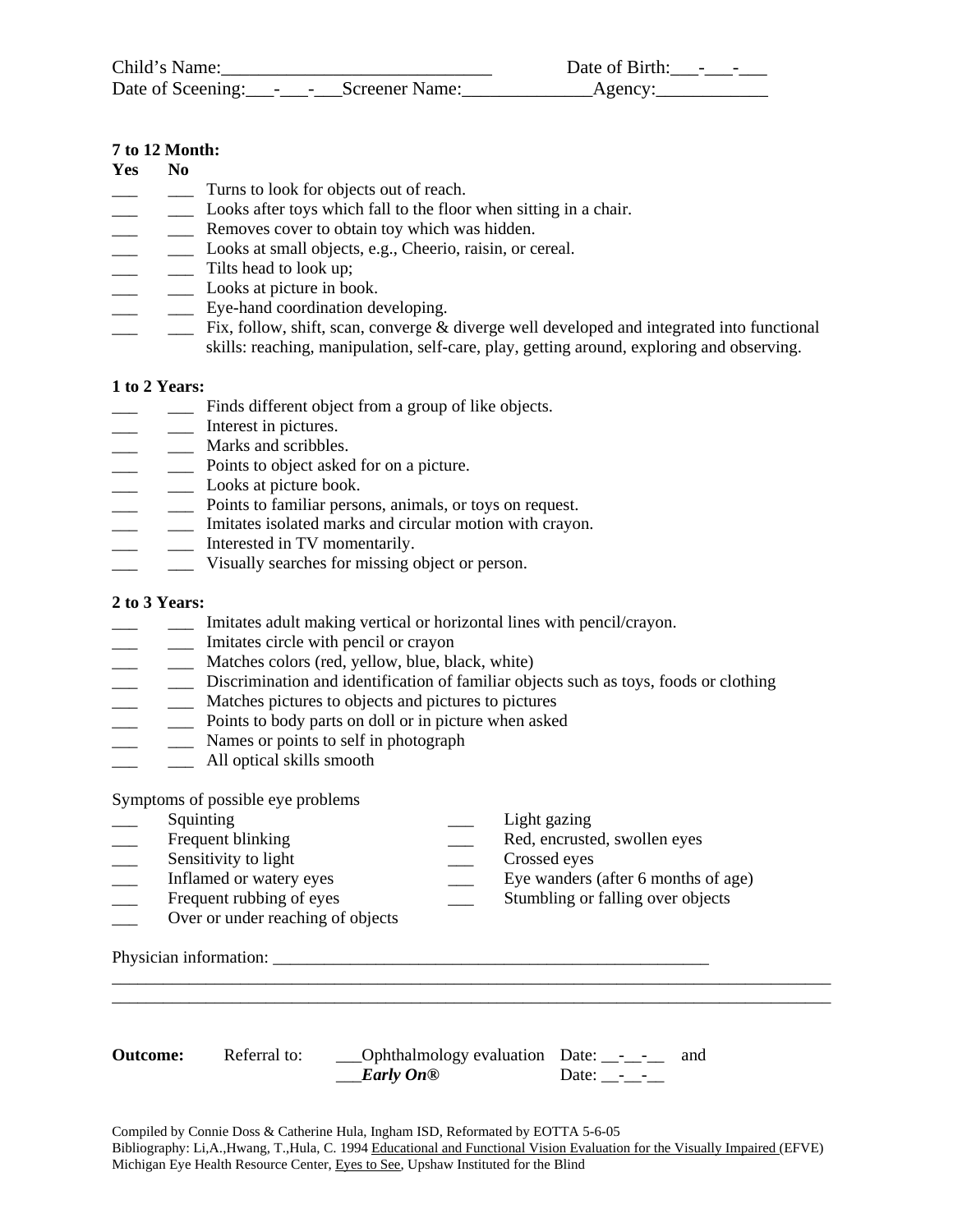Child's Name:_____________________________ Date of Birth:___-___-___
Date of Sceening:___-___-___Screener Name:______________Agency:____________

**7 to 12 Month:**

| Yes | No | |
|---|---|---|
| ___ | ___ | Turns to look for objects out of reach. |
| ___ | ___ | Looks after toys which fall to the floor when sitting in a chair. |
| ___ | ___ | Removes cover to obtain toy which was hidden. |
| ___ | ___ | Looks at small objects, e.g., Cheerio, raisin, or cereal. |
| ___ | ___ | Tilts head to look up; |
| ___ | ___ | Looks at picture in book. |
| ___ | ___ | Eye-hand coordination developing. |
| ___ | ___ | Fix, follow, shift, scan, converge & diverge well developed and integrated into functional skills: reaching, manipulation, self-care, play, getting around, exploring and observing. |

**1 to 2 Years:**

| | | |
|---|---|---|
| ___ | ___ | Finds different object from a group of like objects. |
| ___ | ___ | Interest in pictures. |
| ___ | ___ | Marks and scribbles. |
| ___ | ___ | Points to object asked for on a picture. |
| ___ | ___ | Looks at picture book. |
| ___ | ___ | Points to familiar persons, animals, or toys on request. |
| ___ | ___ | Imitates isolated marks and circular motion with crayon. |
| ___ | ___ | Interested in TV momentarily. |
| ___ | ___ | Visually searches for missing object or person. |

**2 to 3 Years:**

| | | |
|---|---|---|
| ___ | ___ | Imitates adult making vertical or horizontal lines with pencil/crayon. |
| ___ | ___ | Imitates circle with pencil or crayon |
| ___ | ___ | Matches colors (red, yellow, blue, black, white) |
| ___ | ___ | Discrimination and identification of familiar objects such as toys, foods or clothing |
| ___ | ___ | Matches pictures to objects and pictures to pictures |
| ___ | ___ | Points to body parts on doll or in picture when asked |
| ___ | ___ | Names or points to self in photograph |
| ___ | ___ | All optical skills smooth |

Symptoms of possible eye problems

| | | | |
|---|---|---|---|
| ___ | Squinting | ___ | Light gazing |
| ___ | Frequent blinking | ___ | Red, encrusted, swollen eyes |
| ___ | Sensitivity to light | ___ | Crossed eyes |
| ___ | Inflamed or watery eyes | ___ | Eye wanders (after 6 months of age) |
| ___ | Frequent rubbing of eyes | ___ | Stumbling or falling over objects |
| ___ | Over or under reaching of objects | | |

Physician information: ____________________________________________________

_______________________________________________________________________________

_______________________________________________________________________________

**Outcome:** Referral to: ___Ophthalmology evaluation Date: __-__-__ and
___***Early On®*** Date: __-__-__

Compiled by Connie Doss & Catherine Hula, Ingham ISD, Reformated by EOTTA 5-6-05
Bibliography: Li,A.,Hwang, T.,Hula, C. 1994 Educational and Functional Vision Evaluation for the Visually Impaired (EFVE)
Michigan Eye Health Resource Center, Eyes to See, Upshaw Instituted for the Blind